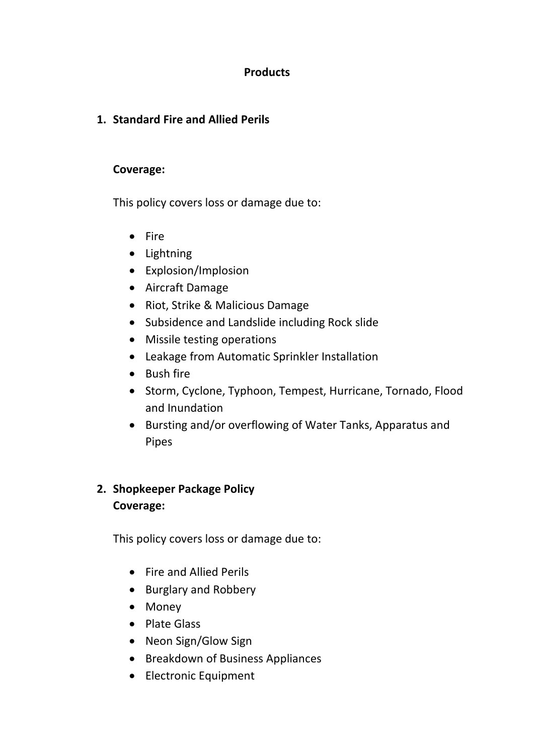# Products

## 1. Standard Fire and Allied Perils

**Coverage:**

This policy covers loss or damage due to:

- Fire
- Lightning
- Explosion/Implosion
- Aircraft Damage
- Riot, Strike & Malicious Damage
- Subsidence and Landslide including Rock slide
- Missile testing operations
- Leakage from Automatic Sprinkler Installation
- Bush fire
- Storm, Cyclone, Typhoon, Tempest, Hurricane, Tornado, Flood and Inundation
- Bursting and/or overflowing of Water Tanks, Apparatus and Pipes

## 2. Shopkeeper Package Policy

**Coverage:**

This policy covers loss or damage due to:

- Fire and Allied Perils
- Burglary and Robbery
- Money
- Plate Glass
- Neon Sign/Glow Sign
- Breakdown of Business Appliances
- Electronic Equipment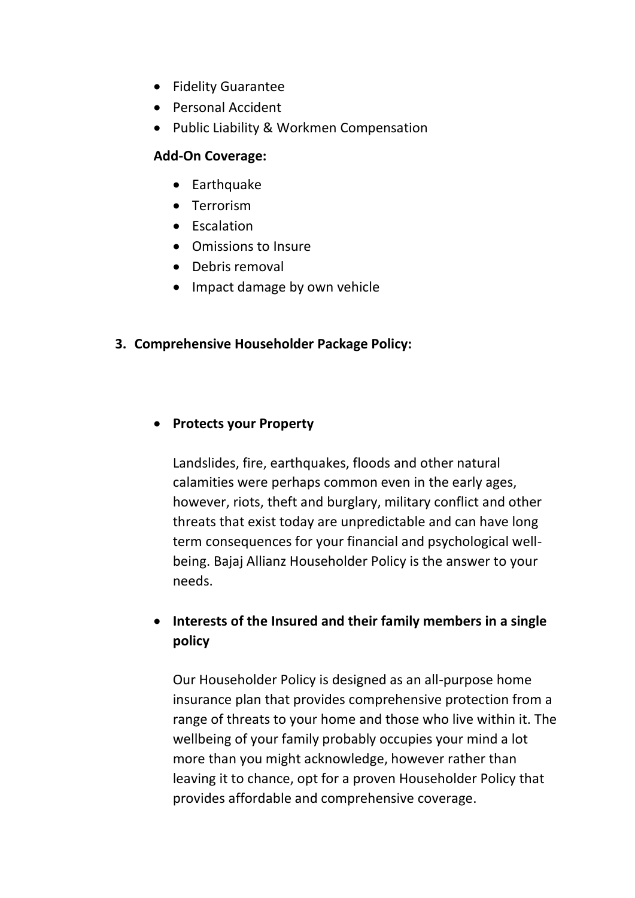- Fidelity Guarantee
- Personal Accident
- Public Liability & Workmen Compensation

**Add-On Coverage:**

- Earthquake
- Terrorism
- Escalation
- Omissions to Insure
- Debris removal
- Impact damage by own vehicle

**3. Comprehensive Householder Package Policy:**

- **Protects your Property**

  Landslides, fire, earthquakes, floods and other natural calamities were perhaps common even in the early ages, however, riots, theft and burglary, military conflict and other threats that exist today are unpredictable and can have long term consequences for your financial and psychological well-being. Bajaj Allianz Householder Policy is the answer to your needs.

- **Interests of the Insured and their family members in a single policy**

  Our Householder Policy is designed as an all-purpose home insurance plan that provides comprehensive protection from a range of threats to your home and those who live within it. The wellbeing of your family probably occupies your mind a lot more than you might acknowledge, however rather than leaving it to chance, opt for a proven Householder Policy that provides affordable and comprehensive coverage.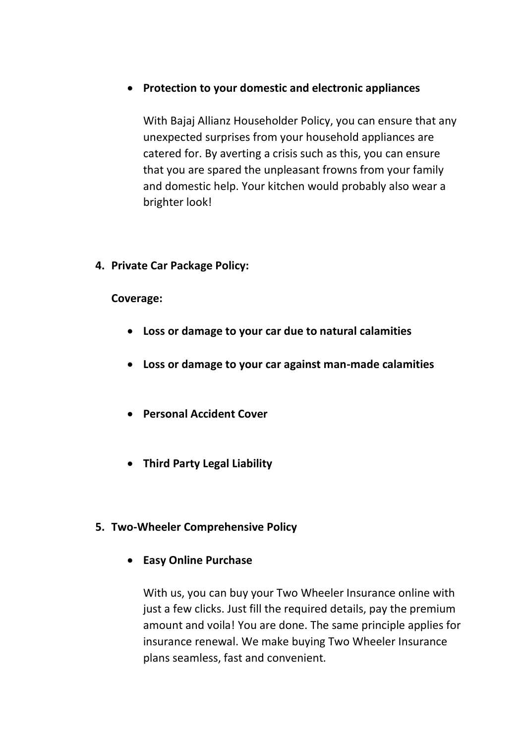- **Protection to your domestic and electronic appliances**

  With Bajaj Allianz Householder Policy, you can ensure that any unexpected surprises from your household appliances are catered for. By averting a crisis such as this, you can ensure that you are spared the unpleasant frowns from your family and domestic help. Your kitchen would probably also wear a brighter look!

4. **Private Car Package Policy:**

   **Coverage:**

   - **Loss or damage to your car due to natural calamities**
   - **Loss or damage to your car against man-made calamities**
   - **Personal Accident Cover**
   - **Third Party Legal Liability**

5. **Two-Wheeler Comprehensive Policy**

   - **Easy Online Purchase**

     With us, you can buy your Two Wheeler Insurance online with just a few clicks. Just fill the required details, pay the premium amount and voila! You are done. The same principle applies for insurance renewal. We make buying Two Wheeler Insurance plans seamless, fast and convenient.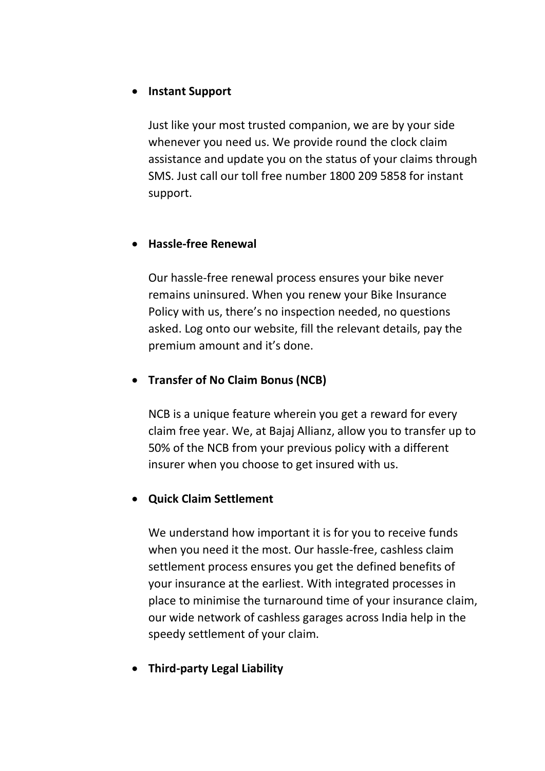- **Instant Support**

  Just like your most trusted companion, we are by your side whenever you need us. We provide round the clock claim assistance and update you on the status of your claims through SMS. Just call our toll free number 1800 209 5858 for instant support.

- **Hassle-free Renewal**

  Our hassle-free renewal process ensures your bike never remains uninsured. When you renew your Bike Insurance Policy with us, there's no inspection needed, no questions asked. Log onto our website, fill the relevant details, pay the premium amount and it's done.

- **Transfer of No Claim Bonus (NCB)**

  NCB is a unique feature wherein you get a reward for every claim free year. We, at Bajaj Allianz, allow you to transfer up to 50% of the NCB from your previous policy with a different insurer when you choose to get insured with us.

- **Quick Claim Settlement**

  We understand how important it is for you to receive funds when you need it the most. Our hassle-free, cashless claim settlement process ensures you get the defined benefits of your insurance at the earliest. With integrated processes in place to minimise the turnaround time of your insurance claim, our wide network of cashless garages across India help in the speedy settlement of your claim.

- **Third-party Legal Liability**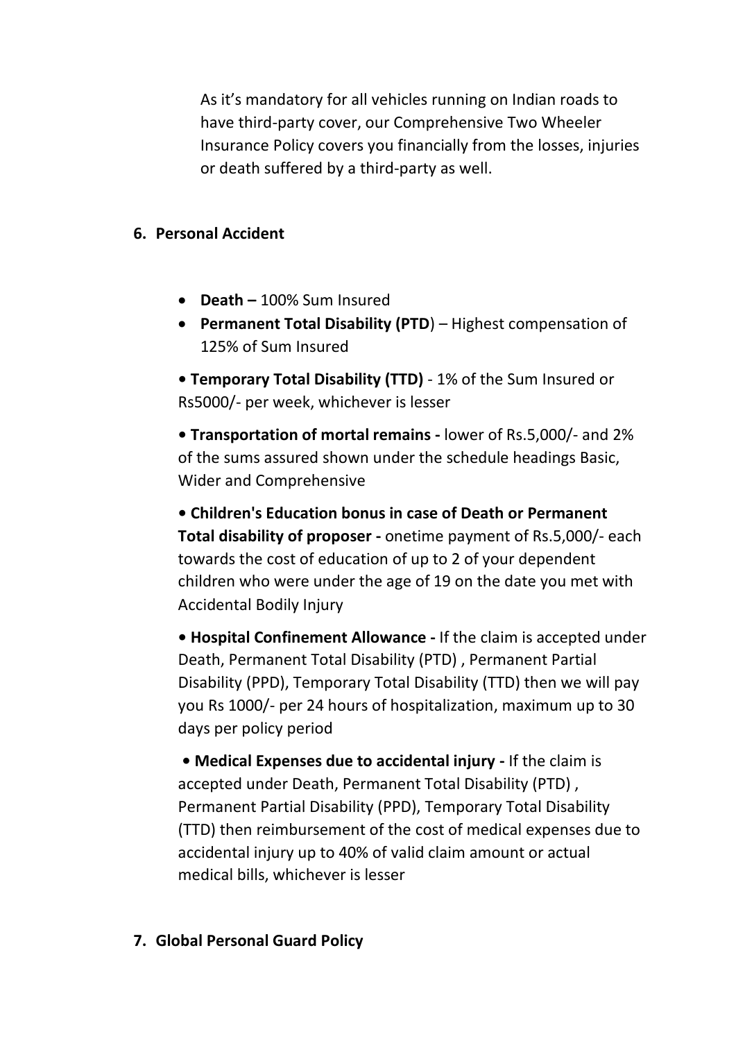As it's mandatory for all vehicles running on Indian roads to have third-party cover, our Comprehensive Two Wheeler Insurance Policy covers you financially from the losses, injuries or death suffered by a third-party as well.

6. **Personal Accident**

- **Death –** 100% Sum Insured
- **Permanent Total Disability (PTD**) – Highest compensation of 125% of Sum Insured

• **Temporary Total Disability (TTD)** - 1% of the Sum Insured or Rs5000/- per week, whichever is lesser

• **Transportation of mortal remains -** lower of Rs.5,000/- and 2% of the sums assured shown under the schedule headings Basic, Wider and Comprehensive

• **Children's Education bonus in case of Death or Permanent Total disability of proposer -** onetime payment of Rs.5,000/- each towards the cost of education of up to 2 of your dependent children who were under the age of 19 on the date you met with Accidental Bodily Injury

• **Hospital Confinement Allowance -** If the claim is accepted under Death, Permanent Total Disability (PTD) , Permanent Partial Disability (PPD), Temporary Total Disability (TTD) then we will pay you Rs 1000/- per 24 hours of hospitalization, maximum up to 30 days per policy period

• **Medical Expenses due to accidental injury -** If the claim is accepted under Death, Permanent Total Disability (PTD) , Permanent Partial Disability (PPD), Temporary Total Disability (TTD) then reimbursement of the cost of medical expenses due to accidental injury up to 40% of valid claim amount or actual medical bills, whichever is lesser

7. **Global Personal Guard Policy**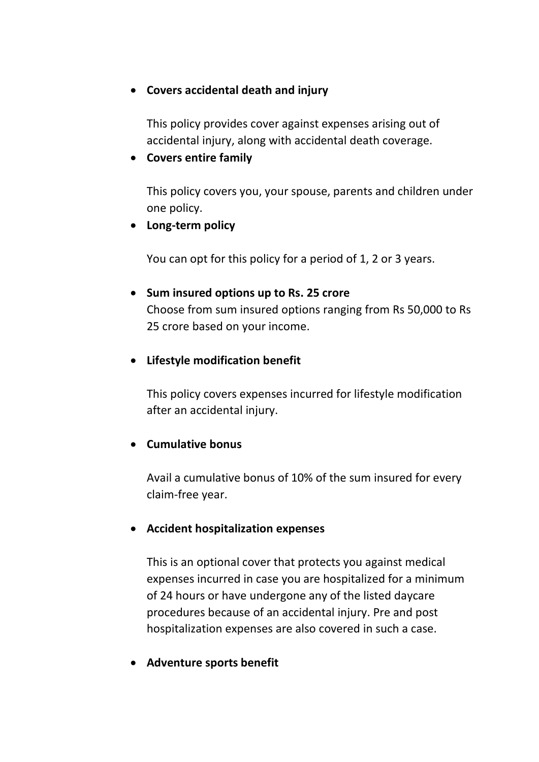- **Covers accidental death and injury**

  This policy provides cover against expenses arising out of accidental injury, along with accidental death coverage.

- **Covers entire family**

  This policy covers you, your spouse, parents and children under one policy.

- **Long-term policy**

  You can opt for this policy for a period of 1, 2 or 3 years.

- **Sum insured options up to Rs. 25 crore**
  Choose from sum insured options ranging from Rs 50,000 to Rs 25 crore based on your income.

- **Lifestyle modification benefit**

  This policy covers expenses incurred for lifestyle modification after an accidental injury.

- **Cumulative bonus**

  Avail a cumulative bonus of 10% of the sum insured for every claim-free year.

- **Accident hospitalization expenses**

  This is an optional cover that protects you against medical expenses incurred in case you are hospitalized for a minimum of 24 hours or have undergone any of the listed daycare procedures because of an accidental injury. Pre and post hospitalization expenses are also covered in such a case.

- **Adventure sports benefit**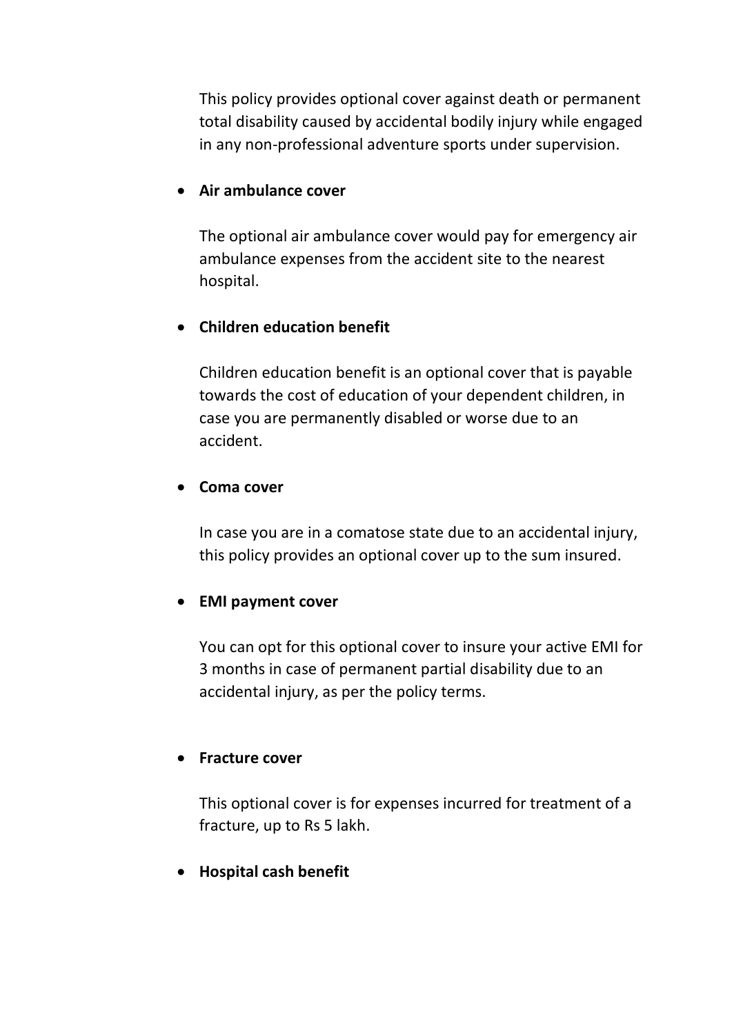This policy provides optional cover against death or permanent total disability caused by accidental bodily injury while engaged in any non-professional adventure sports under supervision.

- **Air ambulance cover**

  The optional air ambulance cover would pay for emergency air ambulance expenses from the accident site to the nearest hospital.

- **Children education benefit**

  Children education benefit is an optional cover that is payable towards the cost of education of your dependent children, in case you are permanently disabled or worse due to an accident.

- **Coma cover**

  In case you are in a comatose state due to an accidental injury, this policy provides an optional cover up to the sum insured.

- **EMI payment cover**

  You can opt for this optional cover to insure your active EMI for 3 months in case of permanent partial disability due to an accidental injury, as per the policy terms.

- **Fracture cover**

  This optional cover is for expenses incurred for treatment of a fracture, up to Rs 5 lakh.

- **Hospital cash benefit**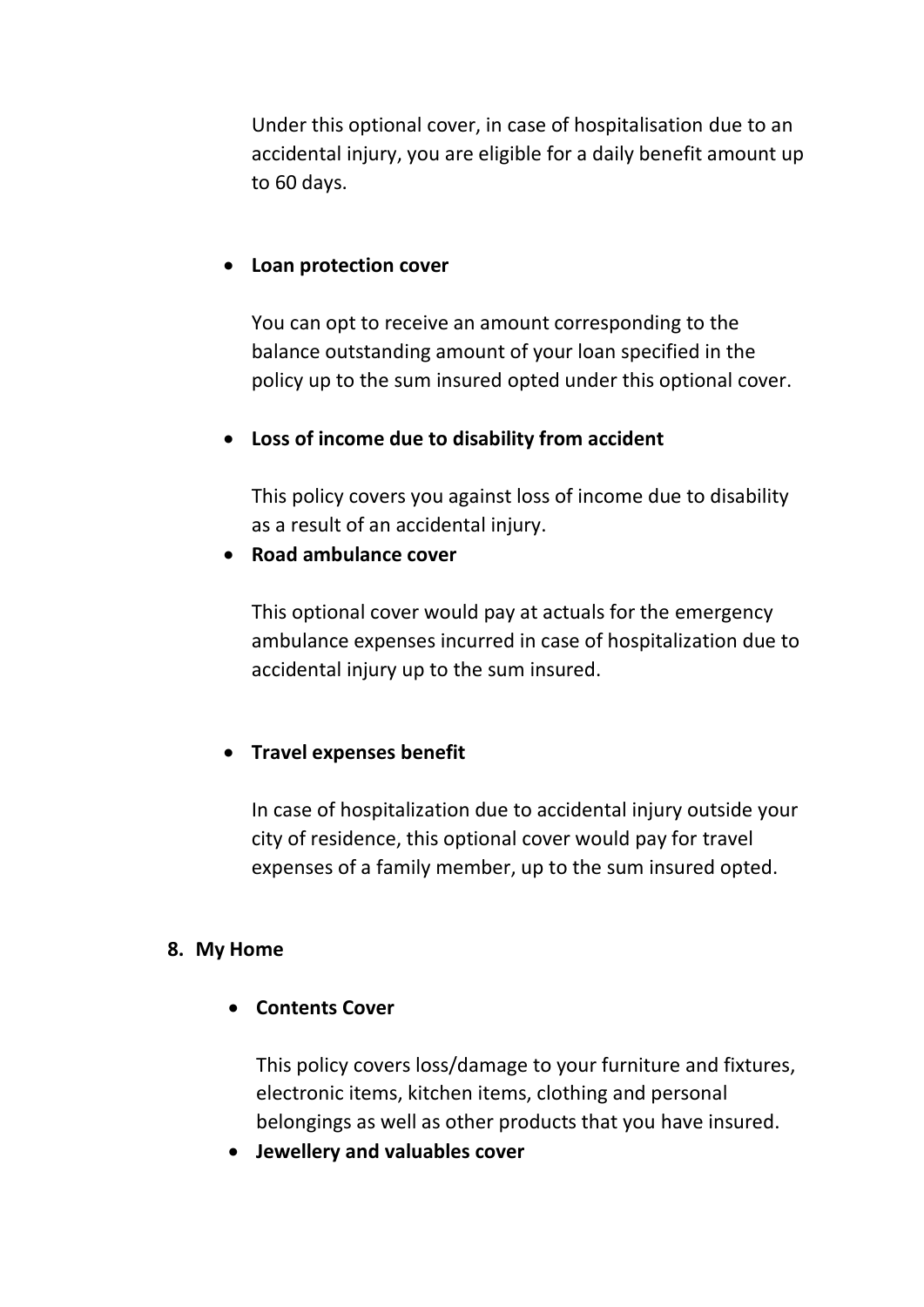Under this optional cover, in case of hospitalisation due to an accidental injury, you are eligible for a daily benefit amount up to 60 days.

- **Loan protection cover**

  You can opt to receive an amount corresponding to the balance outstanding amount of your loan specified in the policy up to the sum insured opted under this optional cover.

- **Loss of income due to disability from accident**

  This policy covers you against loss of income due to disability as a result of an accidental injury.

- **Road ambulance cover**

  This optional cover would pay at actuals for the emergency ambulance expenses incurred in case of hospitalization due to accidental injury up to the sum insured.

- **Travel expenses benefit**

  In case of hospitalization due to accidental injury outside your city of residence, this optional cover would pay for travel expenses of a family member, up to the sum insured opted.

## 8. My Home

- **Contents Cover**

  This policy covers loss/damage to your furniture and fixtures, electronic items, kitchen items, clothing and personal belongings as well as other products that you have insured.

- **Jewellery and valuables cover**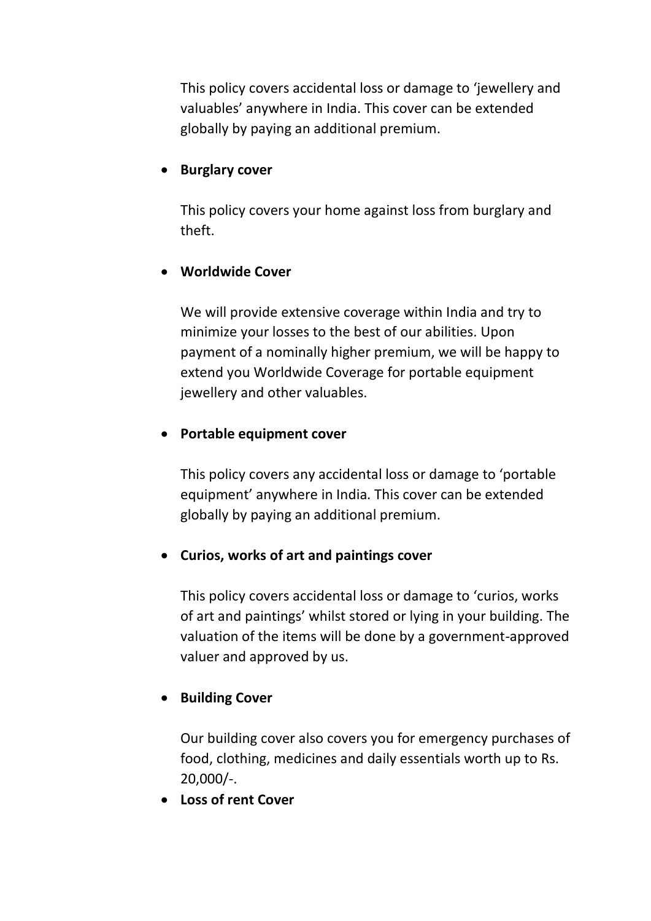This policy covers accidental loss or damage to 'jewellery and valuables' anywhere in India. This cover can be extended globally by paying an additional premium.

- **Burglary cover**

  This policy covers your home against loss from burglary and theft.

- **Worldwide Cover**

  We will provide extensive coverage within India and try to minimize your losses to the best of our abilities. Upon payment of a nominally higher premium, we will be happy to extend you Worldwide Coverage for portable equipment jewellery and other valuables.

- **Portable equipment cover**

  This policy covers any accidental loss or damage to 'portable equipment' anywhere in India. This cover can be extended globally by paying an additional premium.

- **Curios, works of art and paintings cover**

  This policy covers accidental loss or damage to 'curios, works of art and paintings' whilst stored or lying in your building. The valuation of the items will be done by a government-approved valuer and approved by us.

- **Building Cover**

  Our building cover also covers you for emergency purchases of food, clothing, medicines and daily essentials worth up to Rs. 20,000/-.

- **Loss of rent Cover**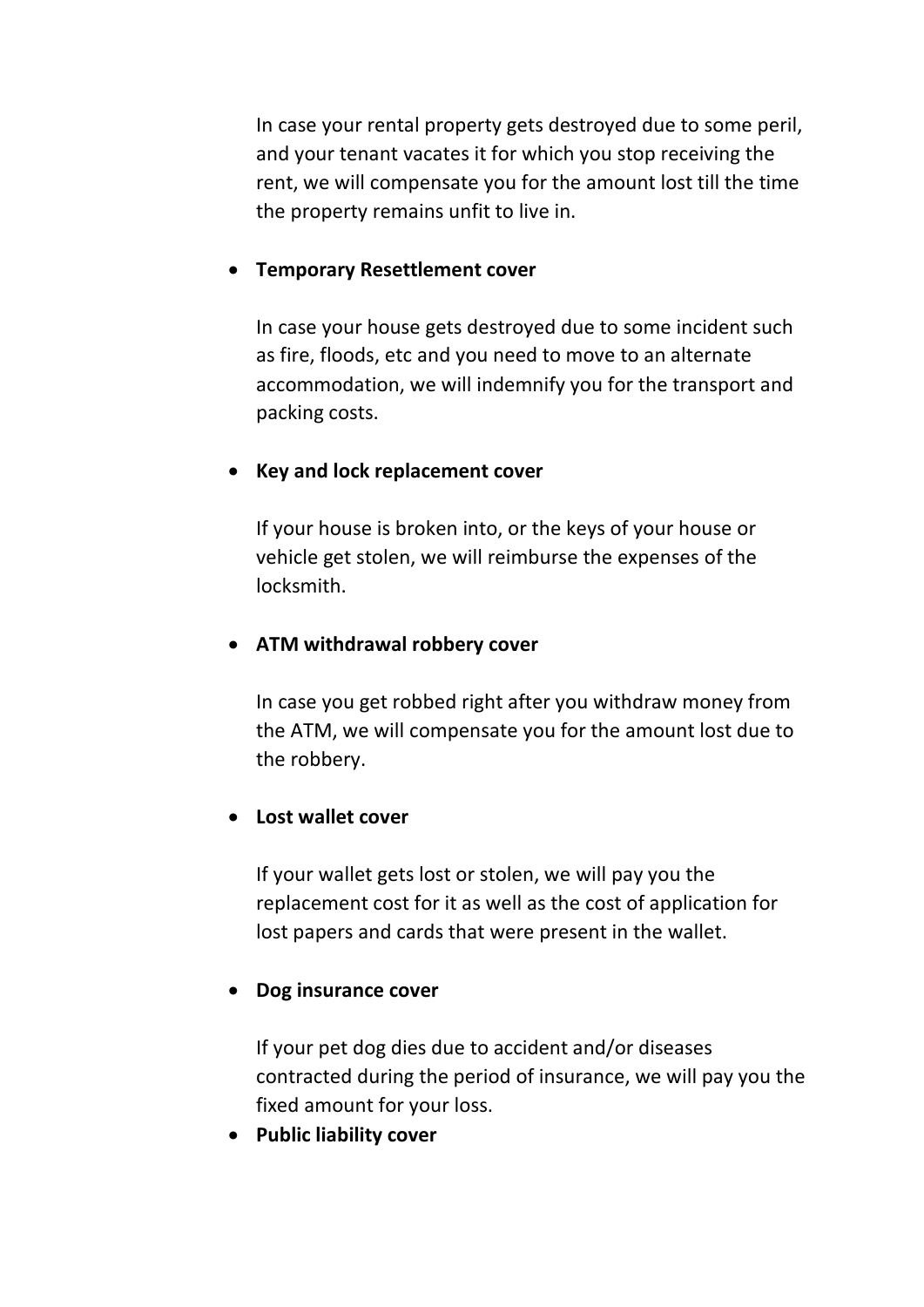In case your rental property gets destroyed due to some peril, and your tenant vacates it for which you stop receiving the rent, we will compensate you for the amount lost till the time the property remains unfit to live in.

- **Temporary Resettlement cover**

  In case your house gets destroyed due to some incident such as fire, floods, etc and you need to move to an alternate accommodation, we will indemnify you for the transport and packing costs.

- **Key and lock replacement cover**

  If your house is broken into, or the keys of your house or vehicle get stolen, we will reimburse the expenses of the locksmith.

- **ATM withdrawal robbery cover**

  In case you get robbed right after you withdraw money from the ATM, we will compensate you for the amount lost due to the robbery.

- **Lost wallet cover**

  If your wallet gets lost or stolen, we will pay you the replacement cost for it as well as the cost of application for lost papers and cards that were present in the wallet.

- **Dog insurance cover**

  If your pet dog dies due to accident and/or diseases contracted during the period of insurance, we will pay you the fixed amount for your loss.

- **Public liability cover**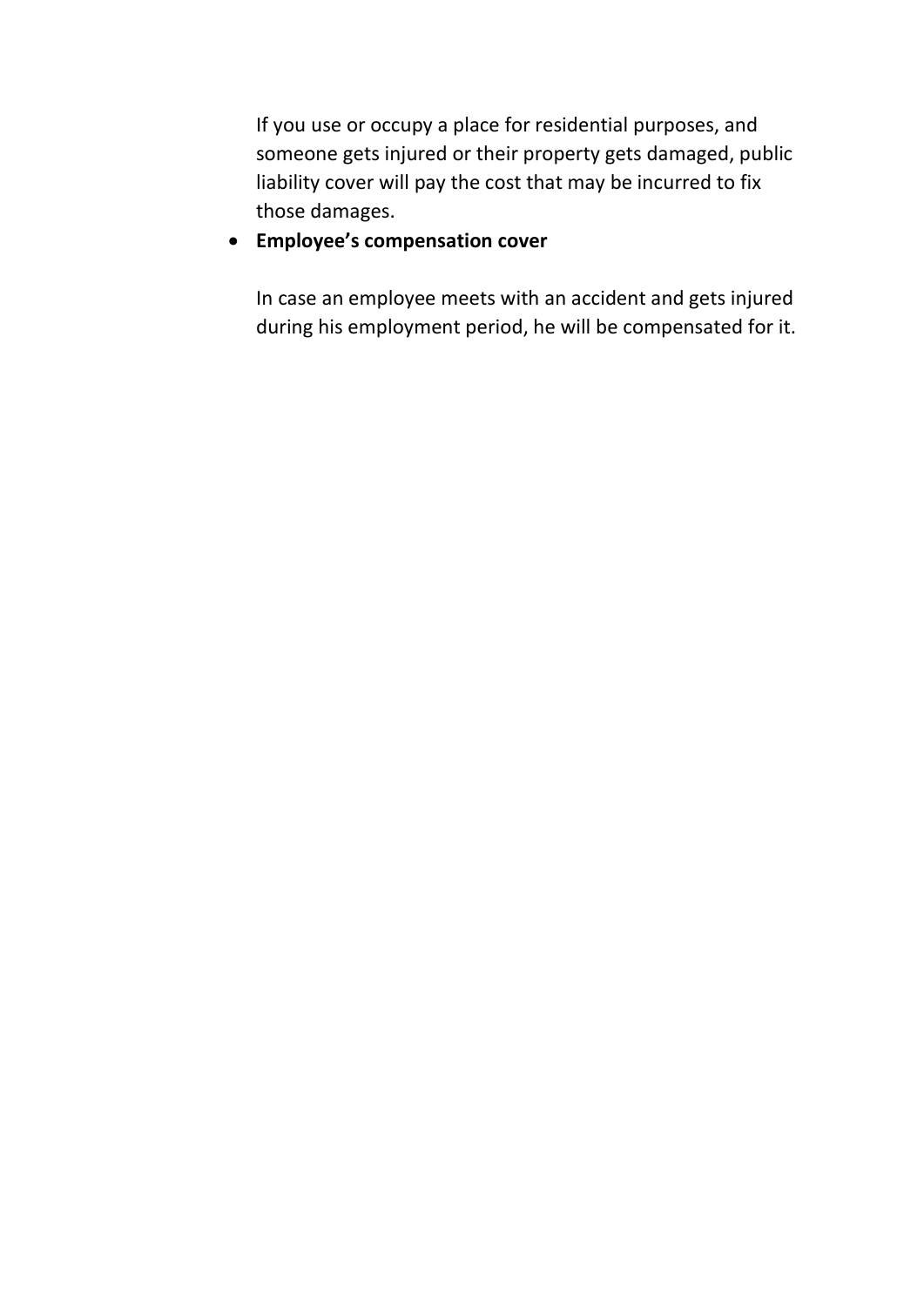If you use or occupy a place for residential purposes, and someone gets injured or their property gets damaged, public liability cover will pay the cost that may be incurred to fix those damages.

- **Employee's compensation cover**

  In case an employee meets with an accident and gets injured during his employment period, he will be compensated for it.